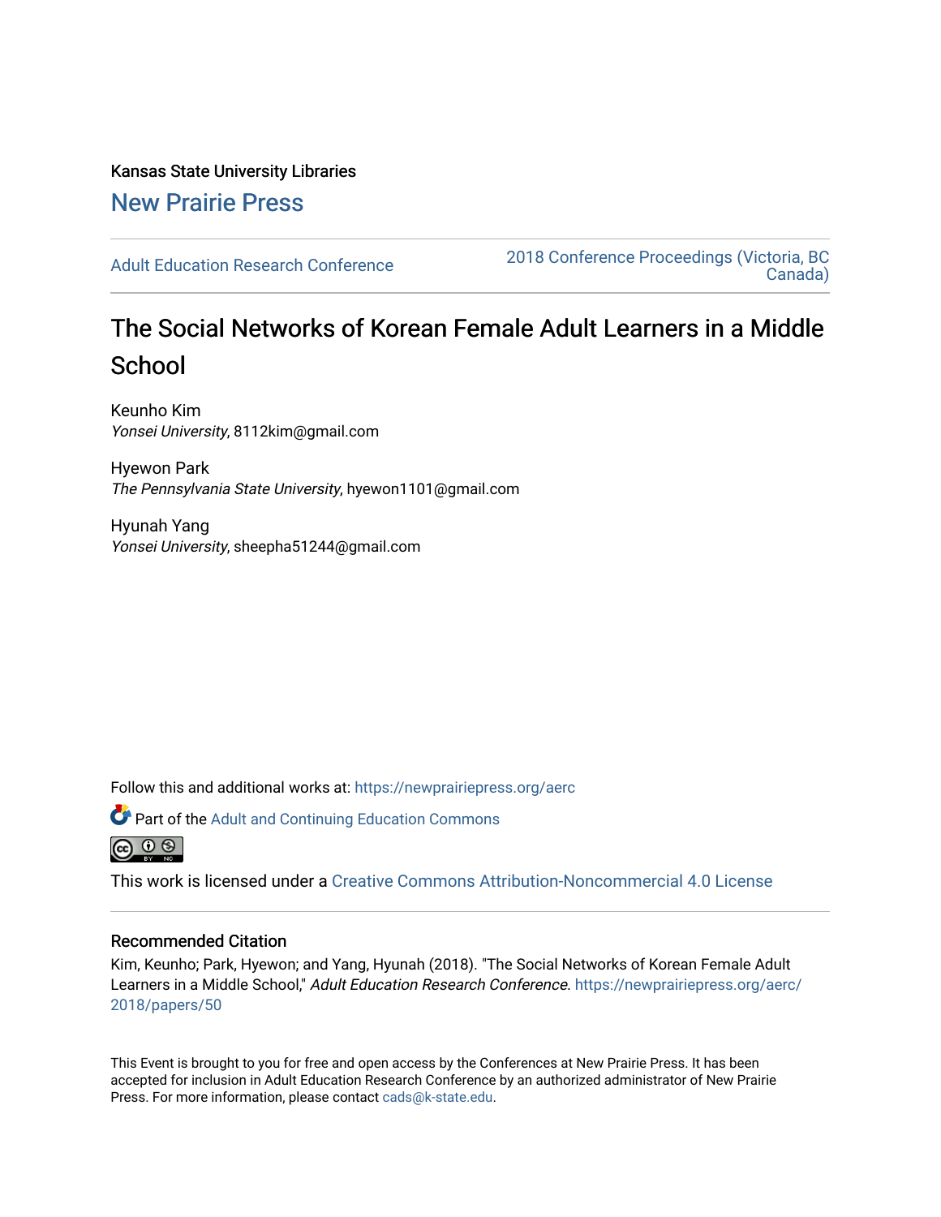Kansas State University Libraries

New Prairie Press

Adult Education Research Conference

2018 Conference Proceedings (Victoria, BC Canada)

# The Social Networks of Korean Female Adult Learners in a Middle School

Keunho Kim
*Yonsei University*, 8112kim@gmail.com

Hyewon Park
*The Pennsylvania State University*, hyewon1101@gmail.com

Hyunah Yang
*Yonsei University*, sheepha51244@gmail.com

Follow this and additional works at: https://newprairiepress.org/aerc

Part of the Adult and Continuing Education Commons

This work is licensed under a Creative Commons Attribution-Noncommercial 4.0 License

## Recommended Citation

Kim, Keunho; Park, Hyewon; and Yang, Hyunah (2018). "The Social Networks of Korean Female Adult Learners in a Middle School," *Adult Education Research Conference*. https://newprairiepress.org/aerc/2018/papers/50

This Event is brought to you for free and open access by the Conferences at New Prairie Press. It has been accepted for inclusion in Adult Education Research Conference by an authorized administrator of New Prairie Press. For more information, please contact cads@k-state.edu.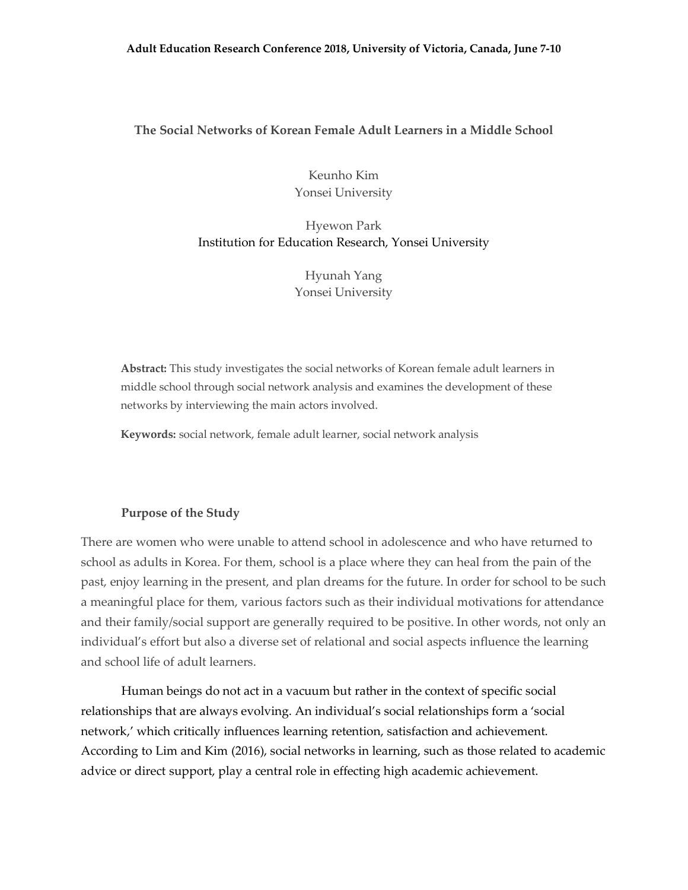# The Social Networks of Korean Female Adult Learners in a Middle School

Keunho Kim
Yonsei University

Hyewon Park
Institution for Education Research, Yonsei University

Hyunah Yang
Yonsei University

**Abstract:** This study investigates the social networks of Korean female adult learners in middle school through social network analysis and examines the development of these networks by interviewing the main actors involved.

**Keywords:** social network, female adult learner, social network analysis

## Purpose of the Study

There are women who were unable to attend school in adolescence and who have returned to school as adults in Korea. For them, school is a place where they can heal from the pain of the past, enjoy learning in the present, and plan dreams for the future. In order for school to be such a meaningful place for them, various factors such as their individual motivations for attendance and their family/social support are generally required to be positive. In other words, not only an individual's effort but also a diverse set of relational and social aspects influence the learning and school life of adult learners.

Human beings do not act in a vacuum but rather in the context of specific social relationships that are always evolving. An individual's social relationships form a 'social network,' which critically influences learning retention, satisfaction and achievement. According to Lim and Kim (2016), social networks in learning, such as those related to academic advice or direct support, play a central role in effecting high academic achievement.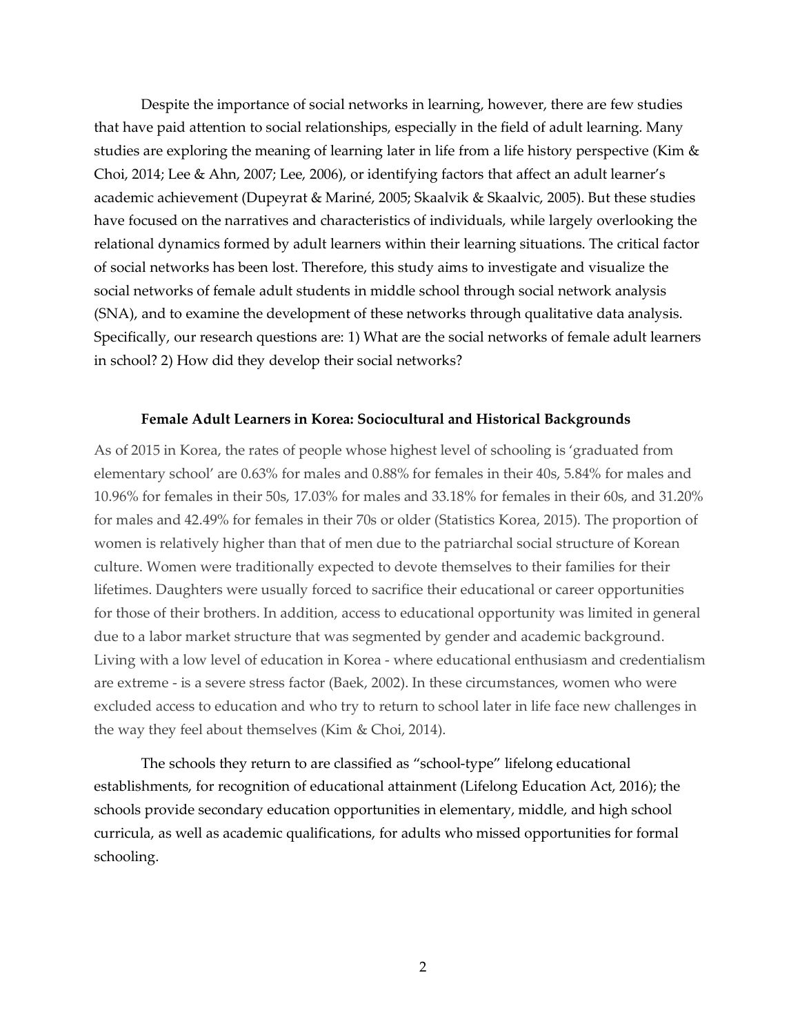Despite the importance of social networks in learning, however, there are few studies that have paid attention to social relationships, especially in the field of adult learning. Many studies are exploring the meaning of learning later in life from a life history perspective (Kim & Choi, 2014; Lee & Ahn, 2007; Lee, 2006), or identifying factors that affect an adult learner's academic achievement (Dupeyrat & Mariné, 2005; Skaalvik & Skaalvic, 2005). But these studies have focused on the narratives and characteristics of individuals, while largely overlooking the relational dynamics formed by adult learners within their learning situations. The critical factor of social networks has been lost. Therefore, this study aims to investigate and visualize the social networks of female adult students in middle school through social network analysis (SNA), and to examine the development of these networks through qualitative data analysis. Specifically, our research questions are: 1) What are the social networks of female adult learners in school? 2) How did they develop their social networks?

## Female Adult Learners in Korea: Sociocultural and Historical Backgrounds

As of 2015 in Korea, the rates of people whose highest level of schooling is 'graduated from elementary school' are 0.63% for males and 0.88% for females in their 40s, 5.84% for males and 10.96% for females in their 50s, 17.03% for males and 33.18% for females in their 60s, and 31.20% for males and 42.49% for females in their 70s or older (Statistics Korea, 2015). The proportion of women is relatively higher than that of men due to the patriarchal social structure of Korean culture. Women were traditionally expected to devote themselves to their families for their lifetimes. Daughters were usually forced to sacrifice their educational or career opportunities for those of their brothers. In addition, access to educational opportunity was limited in general due to a labor market structure that was segmented by gender and academic background. Living with a low level of education in Korea - where educational enthusiasm and credentialism are extreme - is a severe stress factor (Baek, 2002). In these circumstances, women who were excluded access to education and who try to return to school later in life face new challenges in the way they feel about themselves (Kim & Choi, 2014).

The schools they return to are classified as "school-type" lifelong educational establishments, for recognition of educational attainment (Lifelong Education Act, 2016); the schools provide secondary education opportunities in elementary, middle, and high school curricula, as well as academic qualifications, for adults who missed opportunities for formal schooling.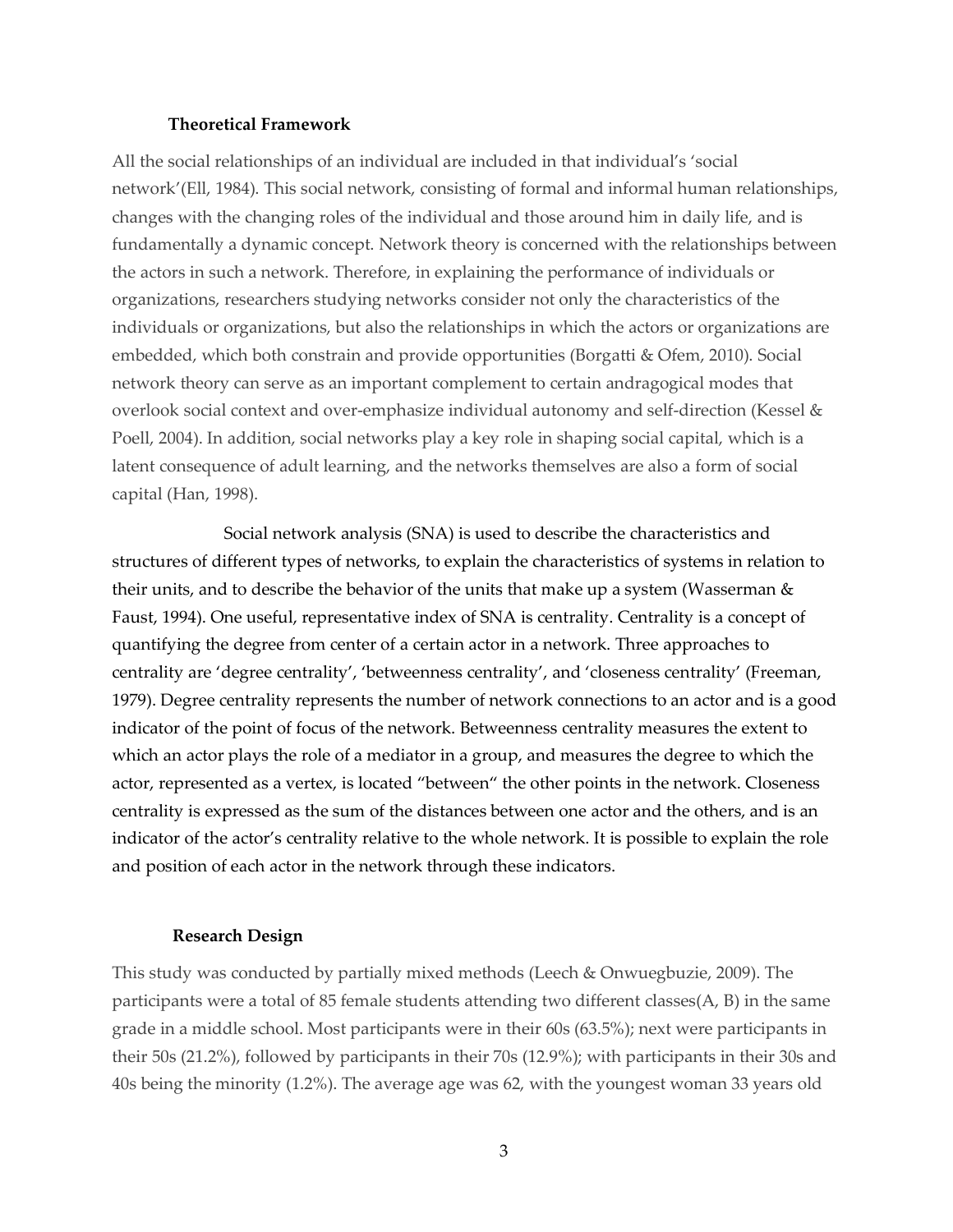### Theoretical Framework

All the social relationships of an individual are included in that individual's 'social network'(Ell, 1984). This social network, consisting of formal and informal human relationships, changes with the changing roles of the individual and those around him in daily life, and is fundamentally a dynamic concept. Network theory is concerned with the relationships between the actors in such a network. Therefore, in explaining the performance of individuals or organizations, researchers studying networks consider not only the characteristics of the individuals or organizations, but also the relationships in which the actors or organizations are embedded, which both constrain and provide opportunities (Borgatti & Ofem, 2010). Social network theory can serve as an important complement to certain andragogical modes that overlook social context and over-emphasize individual autonomy and self-direction (Kessel & Poell, 2004). In addition, social networks play a key role in shaping social capital, which is a latent consequence of adult learning, and the networks themselves are also a form of social capital (Han, 1998).

Social network analysis (SNA) is used to describe the characteristics and structures of different types of networks, to explain the characteristics of systems in relation to their units, and to describe the behavior of the units that make up a system (Wasserman & Faust, 1994). One useful, representative index of SNA is centrality. Centrality is a concept of quantifying the degree from center of a certain actor in a network. Three approaches to centrality are 'degree centrality', 'betweenness centrality', and 'closeness centrality' (Freeman, 1979). Degree centrality represents the number of network connections to an actor and is a good indicator of the point of focus of the network. Betweenness centrality measures the extent to which an actor plays the role of a mediator in a group, and measures the degree to which the actor, represented as a vertex, is located "between" the other points in the network. Closeness centrality is expressed as the sum of the distances between one actor and the others, and is an indicator of the actor's centrality relative to the whole network. It is possible to explain the role and position of each actor in the network through these indicators.

### Research Design

This study was conducted by partially mixed methods (Leech & Onwuegbuzie, 2009). The participants were a total of 85 female students attending two different classes(A, B) in the same grade in a middle school. Most participants were in their 60s (63.5%); next were participants in their 50s (21.2%), followed by participants in their 70s (12.9%); with participants in their 30s and 40s being the minority (1.2%). The average age was 62, with the youngest woman 33 years old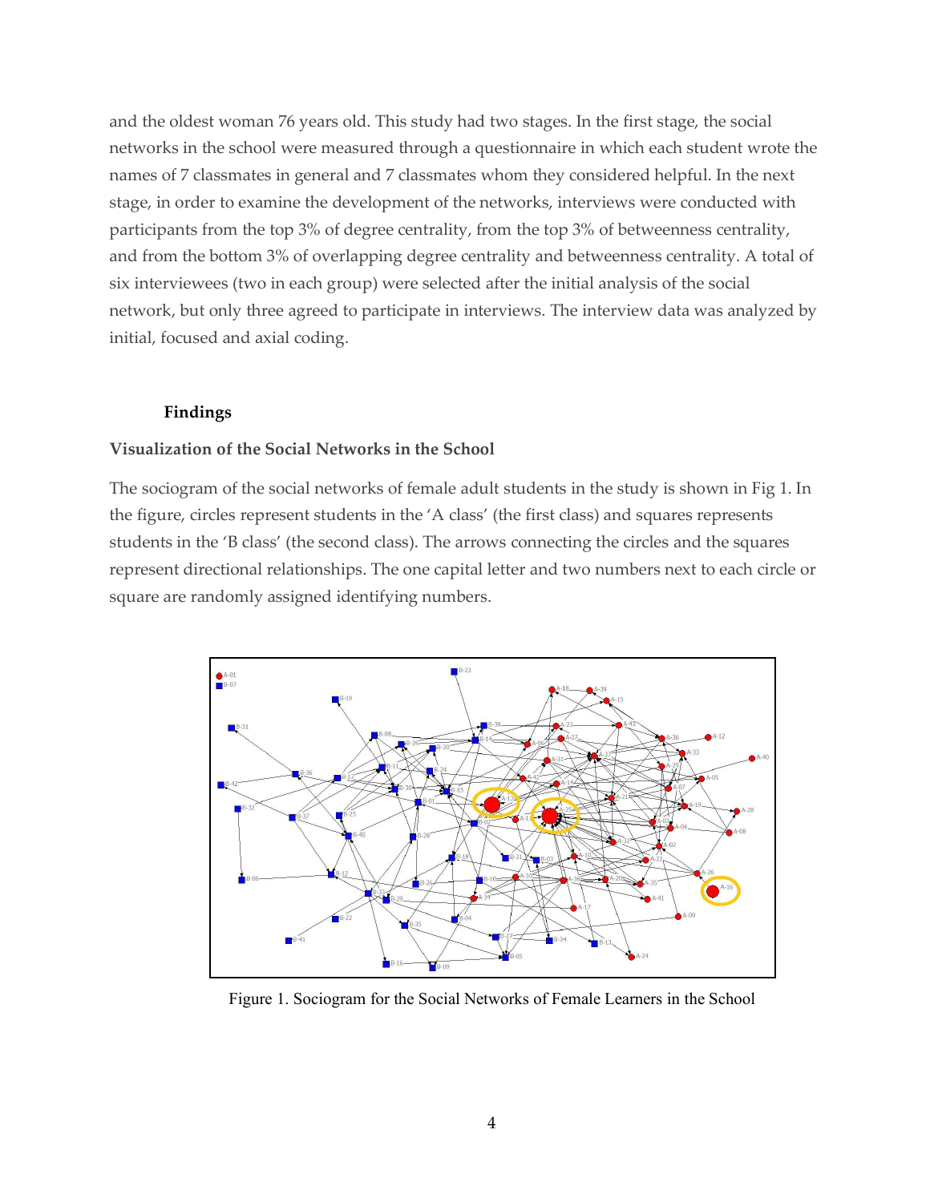and the oldest woman 76 years old. This study had two stages. In the first stage, the social networks in the school were measured through a questionnaire in which each student wrote the names of 7 classmates in general and 7 classmates whom they considered helpful. In the next stage, in order to examine the development of the networks, interviews were conducted with participants from the top 3% of degree centrality, from the top 3% of betweenness centrality, and from the bottom 3% of overlapping degree centrality and betweenness centrality. A total of six interviewees (two in each group) were selected after the initial analysis of the social network, but only three agreed to participate in interviews. The interview data was analyzed by initial, focused and axial coding.

## Findings

### Visualization of the Social Networks in the School

The sociogram of the social networks of female adult students in the study is shown in Fig 1. In the figure, circles represent students in the 'A class' (the first class) and squares represents students in the 'B class' (the second class). The arrows connecting the circles and the squares represent directional relationships. The one capital letter and two numbers next to each circle or square are randomly assigned identifying numbers.

Figure 1. Sociogram for the Social Networks of Female Learners in the School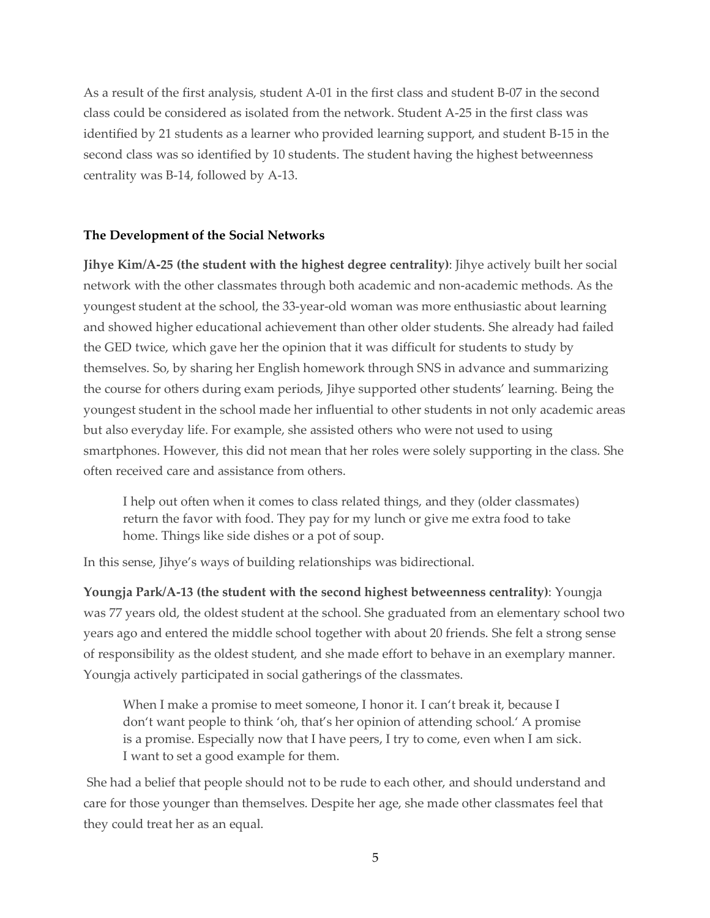As a result of the first analysis, student A-01 in the first class and student B-07 in the second class could be considered as isolated from the network. Student A-25 in the first class was identified by 21 students as a learner who provided learning support, and student B-15 in the second class was so identified by 10 students. The student having the highest betweenness centrality was B-14, followed by A-13.

### The Development of the Social Networks

**Jihye Kim/A-25 (the student with the highest degree centrality)**: Jihye actively built her social network with the other classmates through both academic and non-academic methods. As the youngest student at the school, the 33-year-old woman was more enthusiastic about learning and showed higher educational achievement than other older students. She already had failed the GED twice, which gave her the opinion that it was difficult for students to study by themselves. So, by sharing her English homework through SNS in advance and summarizing the course for others during exam periods, Jihye supported other students' learning. Being the youngest student in the school made her influential to other students in not only academic areas but also everyday life. For example, she assisted others who were not used to using smartphones. However, this did not mean that her roles were solely supporting in the class. She often received care and assistance from others.

> I help out often when it comes to class related things, and they (older classmates) return the favor with food. They pay for my lunch or give me extra food to take home. Things like side dishes or a pot of soup.

In this sense, Jihye's ways of building relationships was bidirectional.

**Youngja Park/A-13 (the student with the second highest betweenness centrality)**: Youngja was 77 years old, the oldest student at the school. She graduated from an elementary school two years ago and entered the middle school together with about 20 friends. She felt a strong sense of responsibility as the oldest student, and she made effort to behave in an exemplary manner. Youngja actively participated in social gatherings of the classmates.

> When I make a promise to meet someone, I honor it. I can't break it, because I don't want people to think 'oh, that's her opinion of attending school.' A promise is a promise. Especially now that I have peers, I try to come, even when I am sick. I want to set a good example for them.

She had a belief that people should not to be rude to each other, and should understand and care for those younger than themselves. Despite her age, she made other classmates feel that they could treat her as an equal.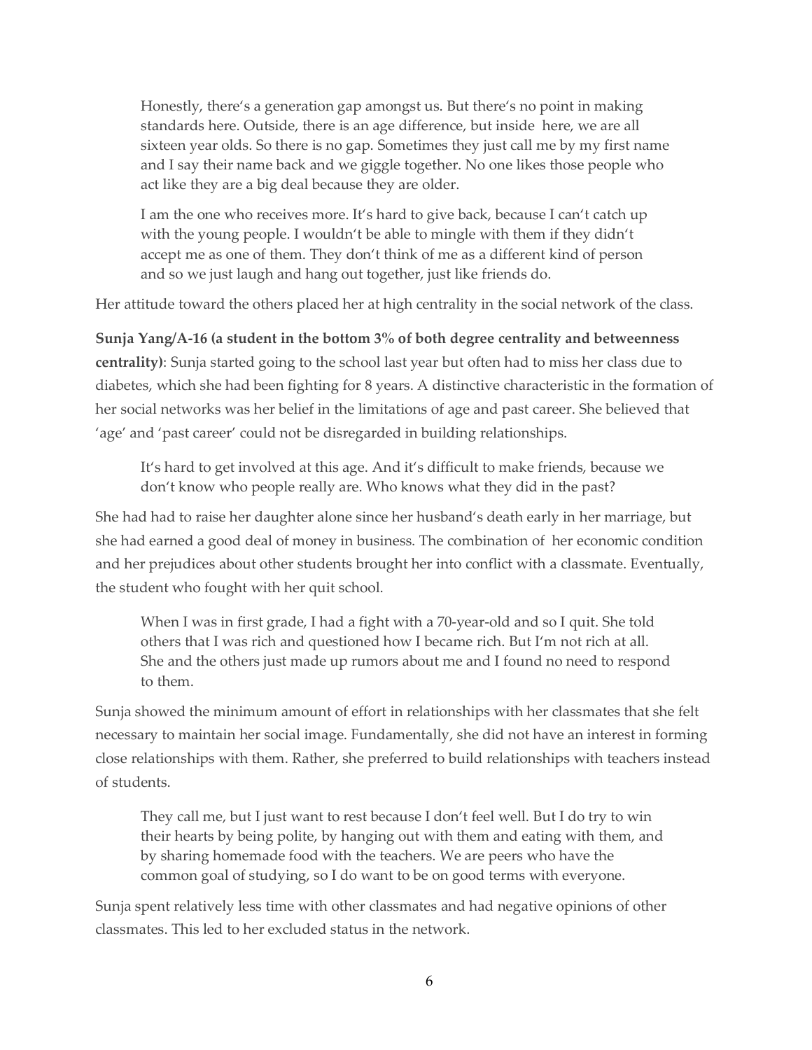> Honestly, there's a generation gap amongst us. But there's no point in making standards here. Outside, there is an age difference, but inside here, we are all sixteen year olds. So there is no gap. Sometimes they just call me by my first name and I say their name back and we giggle together. No one likes those people who act like they are a big deal because they are older.
>
> I am the one who receives more. It's hard to give back, because I can't catch up with the young people. I wouldn't be able to mingle with them if they didn't accept me as one of them. They don't think of me as a different kind of person and so we just laugh and hang out together, just like friends do.

Her attitude toward the others placed her at high centrality in the social network of the class.

**Sunja Yang/A-16 (a student in the bottom 3% of both degree centrality and betweenness centrality)**: Sunja started going to the school last year but often had to miss her class due to diabetes, which she had been fighting for 8 years. A distinctive characteristic in the formation of her social networks was her belief in the limitations of age and past career. She believed that 'age' and 'past career' could not be disregarded in building relationships.

> It's hard to get involved at this age. And it's difficult to make friends, because we don't know who people really are. Who knows what they did in the past?

She had had to raise her daughter alone since her husband's death early in her marriage, but she had earned a good deal of money in business. The combination of her economic condition and her prejudices about other students brought her into conflict with a classmate. Eventually, the student who fought with her quit school.

> When I was in first grade, I had a fight with a 70-year-old and so I quit. She told others that I was rich and questioned how I became rich. But I'm not rich at all. She and the others just made up rumors about me and I found no need to respond to them.

Sunja showed the minimum amount of effort in relationships with her classmates that she felt necessary to maintain her social image. Fundamentally, she did not have an interest in forming close relationships with them. Rather, she preferred to build relationships with teachers instead of students.

> They call me, but I just want to rest because I don't feel well. But I do try to win their hearts by being polite, by hanging out with them and eating with them, and by sharing homemade food with the teachers. We are peers who have the common goal of studying, so I do want to be on good terms with everyone.

Sunja spent relatively less time with other classmates and had negative opinions of other classmates. This led to her excluded status in the network.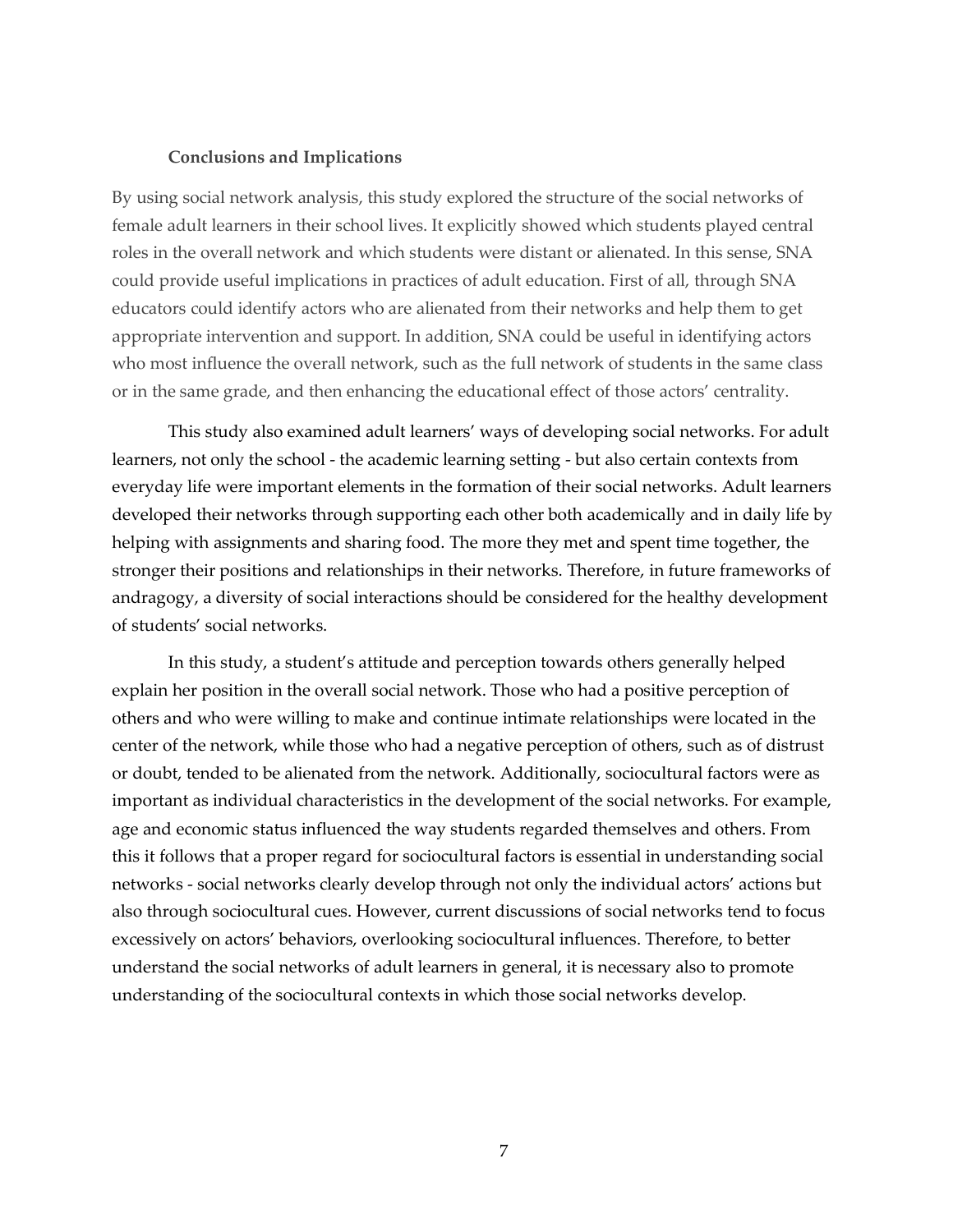## Conclusions and Implications

By using social network analysis, this study explored the structure of the social networks of female adult learners in their school lives. It explicitly showed which students played central roles in the overall network and which students were distant or alienated. In this sense, SNA could provide useful implications in practices of adult education. First of all, through SNA educators could identify actors who are alienated from their networks and help them to get appropriate intervention and support. In addition, SNA could be useful in identifying actors who most influence the overall network, such as the full network of students in the same class or in the same grade, and then enhancing the educational effect of those actors' centrality.

This study also examined adult learners' ways of developing social networks. For adult learners, not only the school - the academic learning setting - but also certain contexts from everyday life were important elements in the formation of their social networks. Adult learners developed their networks through supporting each other both academically and in daily life by helping with assignments and sharing food. The more they met and spent time together, the stronger their positions and relationships in their networks. Therefore, in future frameworks of andragogy, a diversity of social interactions should be considered for the healthy development of students' social networks.

In this study, a student's attitude and perception towards others generally helped explain her position in the overall social network. Those who had a positive perception of others and who were willing to make and continue intimate relationships were located in the center of the network, while those who had a negative perception of others, such as of distrust or doubt, tended to be alienated from the network. Additionally, sociocultural factors were as important as individual characteristics in the development of the social networks. For example, age and economic status influenced the way students regarded themselves and others. From this it follows that a proper regard for sociocultural factors is essential in understanding social networks - social networks clearly develop through not only the individual actors' actions but also through sociocultural cues. However, current discussions of social networks tend to focus excessively on actors' behaviors, overlooking sociocultural influences. Therefore, to better understand the social networks of adult learners in general, it is necessary also to promote understanding of the sociocultural contexts in which those social networks develop.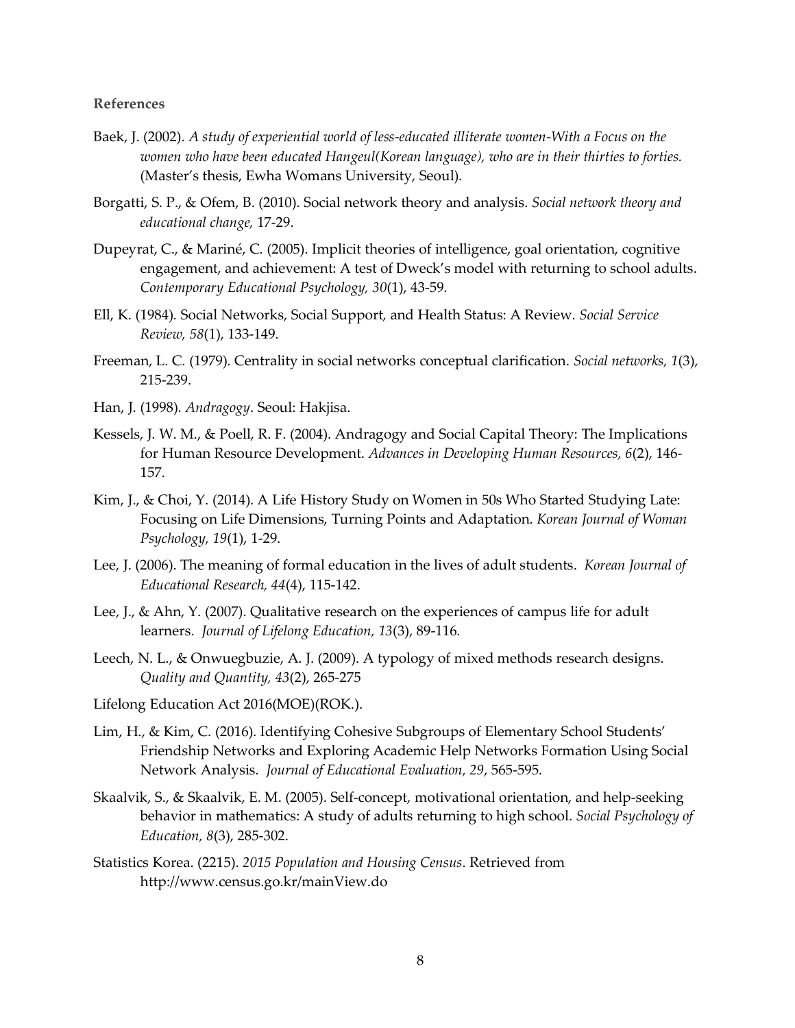**References**

Baek, J. (2002). *A study of experiential world of less-educated illiterate women-With a Focus on the women who have been educated Hangeul(Korean language), who are in their thirties to forties.* (Master's thesis, Ewha Womans University, Seoul).

Borgatti, S. P., & Ofem, B. (2010). Social network theory and analysis. *Social network theory and educational change,* 17-29.

Dupeyrat, C., & Mariné, C. (2005). Implicit theories of intelligence, goal orientation, cognitive engagement, and achievement: A test of Dweck's model with returning to school adults. *Contemporary Educational Psychology, 30*(1), 43-59.

Ell, K. (1984). Social Networks, Social Support, and Health Status: A Review. *Social Service Review, 58*(1), 133-149.

Freeman, L. C. (1979). Centrality in social networks conceptual clarification. *Social networks, 1*(3), 215-239.

Han, J. (1998). *Andragogy*. Seoul: Hakjisa.

Kessels, J. W. M., & Poell, R. F. (2004). Andragogy and Social Capital Theory: The Implications for Human Resource Development. *Advances in Developing Human Resources, 6*(2), 146-157.

Kim, J., & Choi, Y. (2014). A Life History Study on Women in 50s Who Started Studying Late: Focusing on Life Dimensions, Turning Points and Adaptation. *Korean Journal of Woman Psychology, 19*(1), 1-29.

Lee, J. (2006). The meaning of formal education in the lives of adult students. *Korean Journal of Educational Research, 44*(4), 115-142.

Lee, J., & Ahn, Y. (2007). Qualitative research on the experiences of campus life for adult learners. *Journal of Lifelong Education, 13*(3), 89-116.

Leech, N. L., & Onwuegbuzie, A. J. (2009). A typology of mixed methods research designs. *Quality and Quantity, 43*(2), 265-275

Lifelong Education Act 2016(MOE)(ROK.).

Lim, H., & Kim, C. (2016). Identifying Cohesive Subgroups of Elementary School Students' Friendship Networks and Exploring Academic Help Networks Formation Using Social Network Analysis. *Journal of Educational Evaluation, 29*, 565-595.

Skaalvik, S., & Skaalvik, E. M. (2005). Self-concept, motivational orientation, and help-seeking behavior in mathematics: A study of adults returning to high school. *Social Psychology of Education, 8*(3), 285-302.

Statistics Korea. (2215). *2015 Population and Housing Census*. Retrieved from http://www.census.go.kr/mainView.do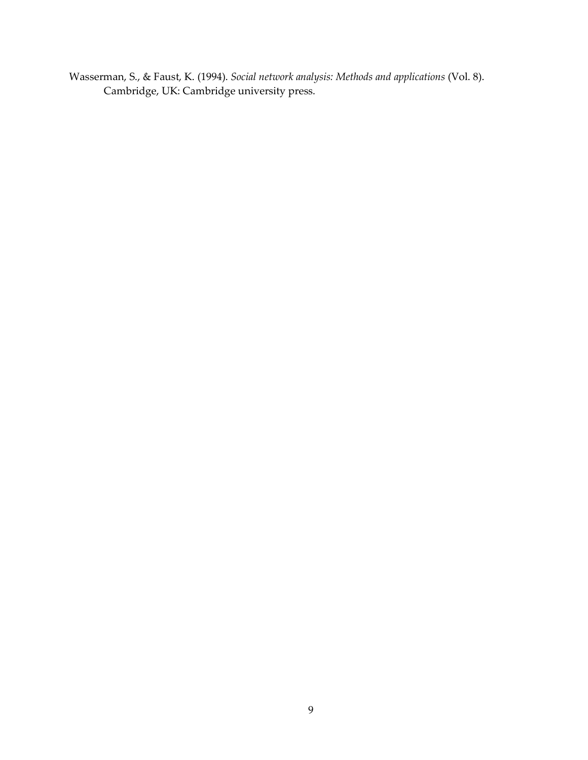Wasserman, S., & Faust, K. (1994). *Social network analysis: Methods and applications* (Vol. 8). Cambridge, UK: Cambridge university press.